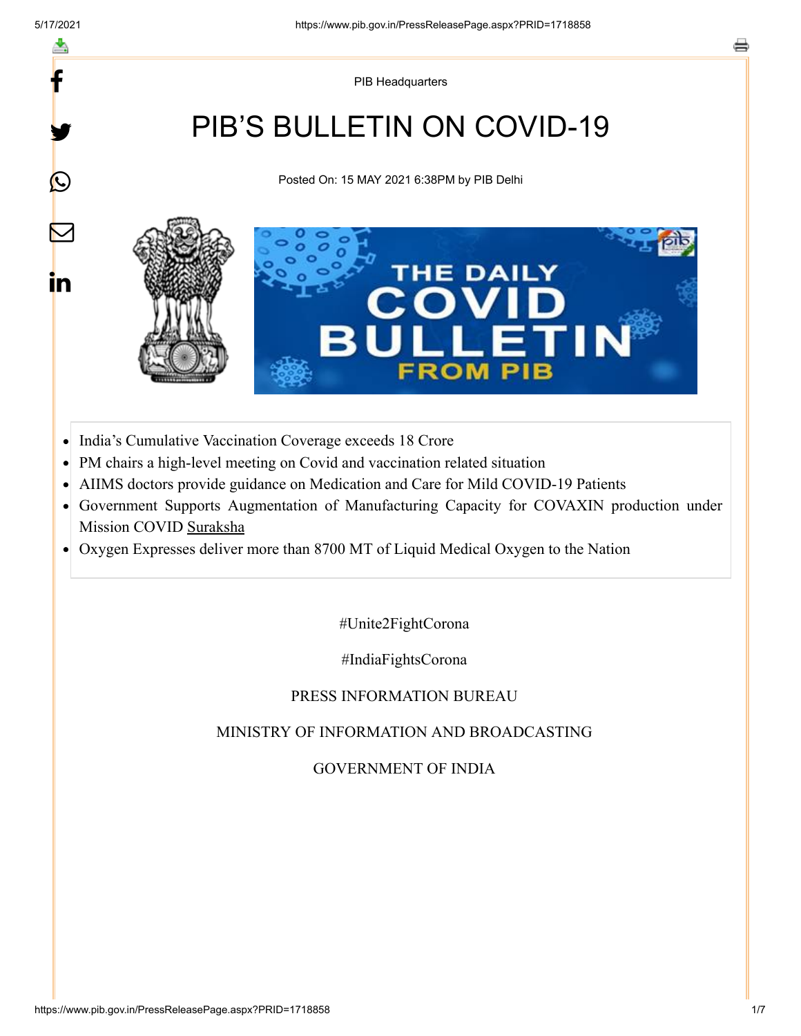PIB Headquarters

# PIB'S BULLETIN ON COVID-19

Posted On: 15 MAY 2021 6:38PM by PIB Delhi

- India's Cumulative Vaccination Coverage exceeds 18 Crore
- PM chairs a high-level meeting on Covid and vaccination related situation
- AIIMS doctors provide guidance on Medication and Care for Mild COVID-19 Patients
- Government Supports Augmentation of Manufacturing Capacity for COVAXIN production under Mission COVID Suraksha
- Oxygen Expresses deliver more than 8700 MT of Liquid Medical Oxygen to the Nation

#Unite2FightCorona

#IndiaFightsCorona

PRESS INFORMATION BUREAU

MINISTRY OF INFORMATION AND BROADCASTING

GOVERNMENT OF INDIA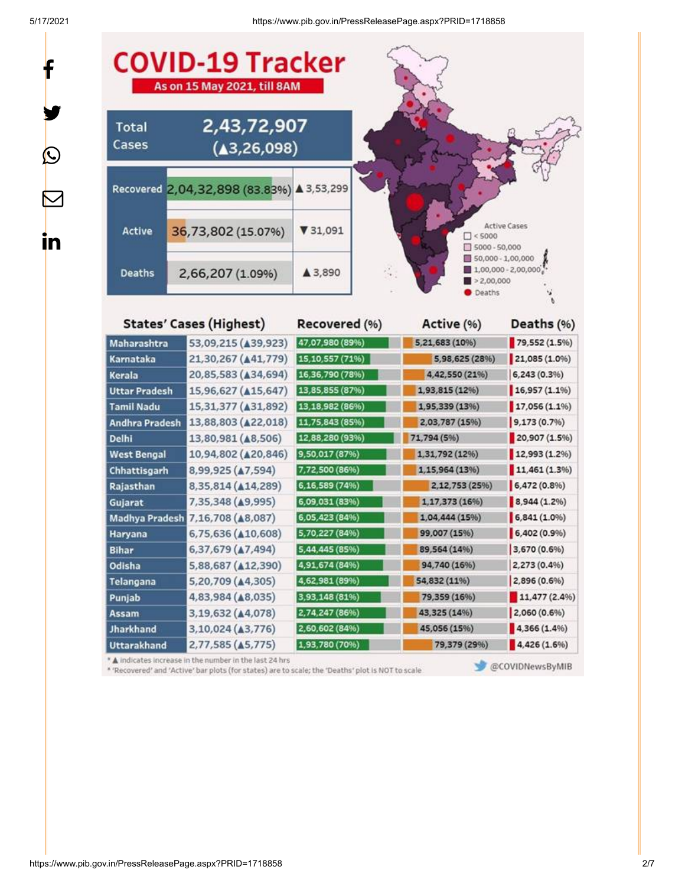# COVID-19 Tracker

**As on 15 May 2021, till 8AM**

| | | |
|---|---|---|
| Total Cases | 2,43,72,907 (▲3,26,098) | |
| Recovered | 2,04,32,898 (83.83%) | ▲3,53,299 |
| Active | 36,73,802 (15.07%) | ▼31,091 |
| Deaths | 2,66,207 (1.09%) | ▲3,890 |

Active Cases
- < 5000
- 5000 - 50,000
- 50,000 - 1,00,000
- 1,00,000 - 2,00,000
- > 2,00,000
- Deaths

| States' Cases (Highest) | | Recovered (%) | Active (%) | Deaths (%) |
|---|---|---|---|---|
| Maharashtra | 53,09,215 (▲39,923) | 47,07,980 (89%) | 5,21,683 (10%) | 79,552 (1.5%) |
| Karnataka | 21,30,267 (▲41,779) | 15,10,557 (71%) | 5,98,625 (28%) | 21,085 (1.0%) |
| Kerala | 20,85,583 (▲34,694) | 16,36,790 (78%) | 4,42,550 (21%) | 6,243 (0.3%) |
| Uttar Pradesh | 15,96,627 (▲15,647) | 13,85,855 (87%) | 1,93,815 (12%) | 16,957 (1.1%) |
| Tamil Nadu | 15,31,377 (▲31,892) | 13,18,982 (86%) | 1,95,339 (13%) | 17,056 (1.1%) |
| Andhra Pradesh | 13,88,803 (▲22,018) | 11,75,843 (85%) | 2,03,787 (15%) | 9,173 (0.7%) |
| Delhi | 13,80,981 (▲8,506) | 12,88,280 (93%) | 71,794 (5%) | 20,907 (1.5%) |
| West Bengal | 10,94,802 (▲20,846) | 9,50,017 (87%) | 1,31,792 (12%) | 12,993 (1.2%) |
| Chhattisgarh | 8,99,925 (▲7,594) | 7,72,500 (86%) | 1,15,964 (13%) | 11,461 (1.3%) |
| Rajasthan | 8,35,814 (▲14,289) | 6,16,589 (74%) | 2,12,753 (25%) | 6,472 (0.8%) |
| Gujarat | 7,35,348 (▲9,995) | 6,09,031 (83%) | 1,17,373 (16%) | 8,944 (1.2%) |
| Madhya Pradesh | 7,16,708 (▲8,087) | 6,05,423 (84%) | 1,04,444 (15%) | 6,841 (1.0%) |
| Haryana | 6,75,636 (▲10,608) | 5,70,227 (84%) | 99,007 (15%) | 6,402 (0.9%) |
| Bihar | 6,37,679 (▲7,494) | 5,44,445 (85%) | 89,564 (14%) | 3,670 (0.6%) |
| Odisha | 5,88,687 (▲12,390) | 4,91,674 (84%) | 94,740 (16%) | 2,273 (0.4%) |
| Telangana | 5,20,709 (▲4,305) | 4,62,981 (89%) | 54,832 (11%) | 2,896 (0.6%) |
| Punjab | 4,83,984 (▲8,035) | 3,93,148 (81%) | 79,359 (16%) | 11,477 (2.4%) |
| Assam | 3,19,632 (▲4,078) | 2,74,247 (86%) | 43,325 (14%) | 2,060 (0.6%) |
| Jharkhand | 3,10,024 (▲3,776) | 2,60,602 (84%) | 45,056 (15%) | 4,366 (1.4%) |
| Uttarakhand | 2,77,585 (▲5,775) | 1,93,780 (70%) | 79,379 (29%) | 4,426 (1.6%) |

* ▲ indicates increase in the number in the last 24 hrs
* 'Recovered' and 'Active' bar plots (for states) are to scale; the 'Deaths' plot is NOT to scale

@COVIDNewsByMIB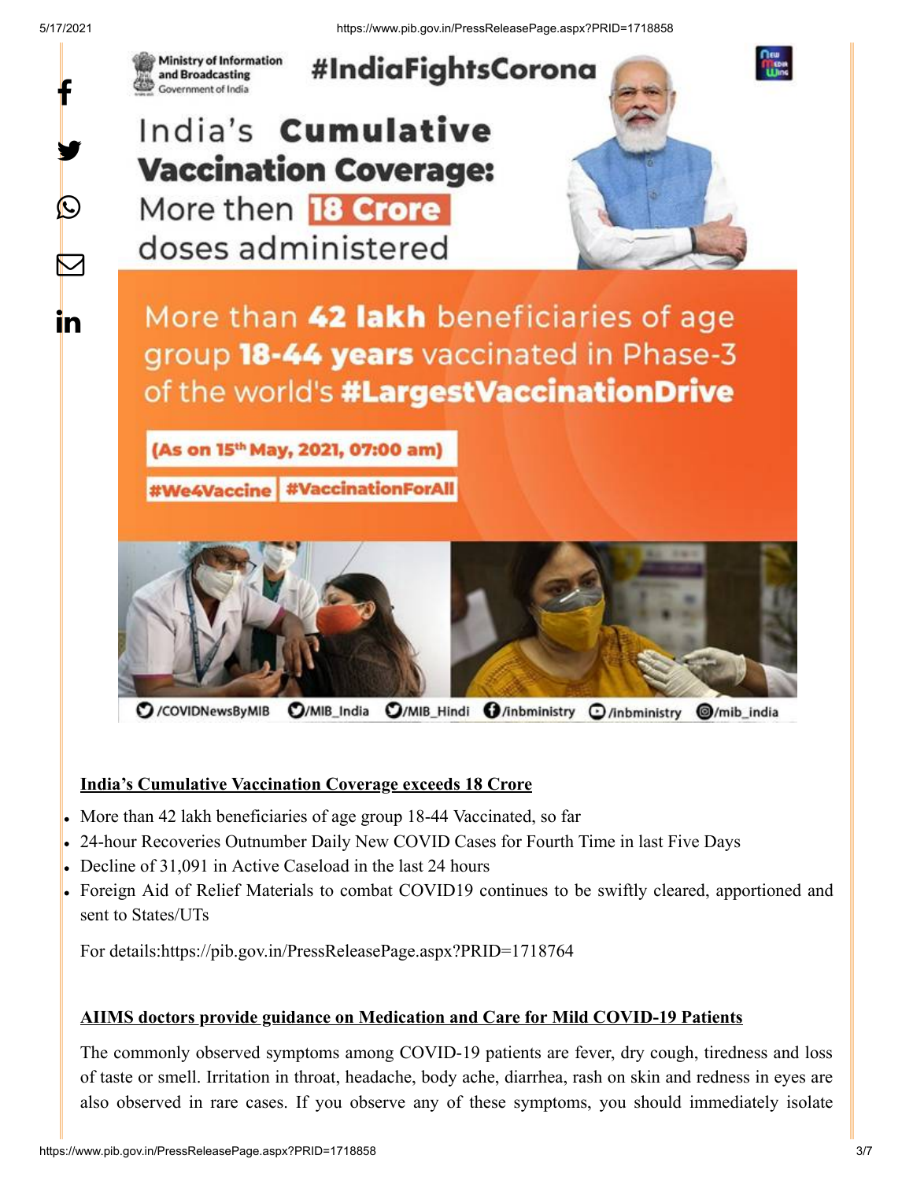India's Cumulative Vaccination Coverage: More then 18 Crore doses administered

More than 42 lakh beneficiaries of age group 18-44 years vaccinated in Phase-3 of the world's #LargestVaccinationDrive

(As on 15th May, 2021, 07:00 am)

#We4Vaccine #VaccinationForAll

**India's Cumulative Vaccination Coverage exceeds 18 Crore**

- More than 42 lakh beneficiaries of age group 18-44 Vaccinated, so far
- 24-hour Recoveries Outnumber Daily New COVID Cases for Fourth Time in last Five Days
- Decline of 31,091 in Active Caseload in the last 24 hours
- Foreign Aid of Relief Materials to combat COVID19 continues to be swiftly cleared, apportioned and sent to States/UTs

For details:https://pib.gov.in/PressReleasePage.aspx?PRID=1718764

**AIIMS doctors provide guidance on Medication and Care for Mild COVID-19 Patients**

The commonly observed symptoms among COVID-19 patients are fever, dry cough, tiredness and loss of taste or smell. Irritation in throat, headache, body ache, diarrhea, rash on skin and redness in eyes are also observed in rare cases. If you observe any of these symptoms, you should immediately isolate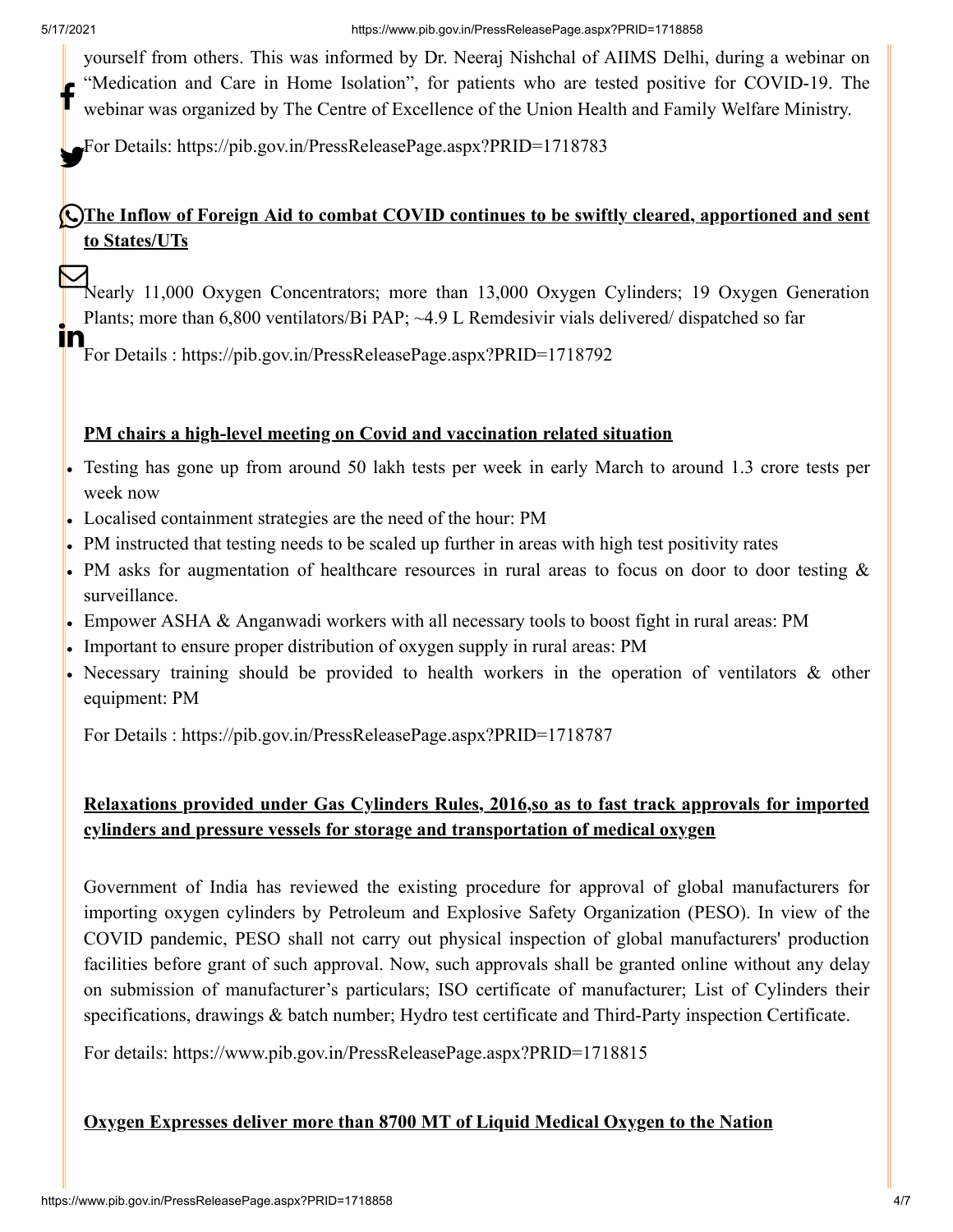yourself from others. This was informed by Dr. Neeraj Nishchal of AIIMS Delhi, during a webinar on "Medication and Care in Home Isolation", for patients who are tested positive for COVID-19. The webinar was organized by The Centre of Excellence of the Union Health and Family Welfare Ministry.

For Details: https://pib.gov.in/PressReleasePage.aspx?PRID=1718783

**The Inflow of Foreign Aid to combat COVID continues to be swiftly cleared, apportioned and sent to States/UTs**

Nearly 11,000 Oxygen Concentrators; more than 13,000 Oxygen Cylinders; 19 Oxygen Generation Plants; more than 6,800 ventilators/Bi PAP; ~4.9 L Remdesivir vials delivered/ dispatched so far

For Details : https://pib.gov.in/PressReleasePage.aspx?PRID=1718792

**PM chairs a high-level meeting on Covid and vaccination related situation**

- Testing has gone up from around 50 lakh tests per week in early March to around 1.3 crore tests per week now
- Localised containment strategies are the need of the hour: PM
- PM instructed that testing needs to be scaled up further in areas with high test positivity rates
- PM asks for augmentation of healthcare resources in rural areas to focus on door to door testing & surveillance.
- Empower ASHA & Anganwadi workers with all necessary tools to boost fight in rural areas: PM
- Important to ensure proper distribution of oxygen supply in rural areas: PM
- Necessary training should be provided to health workers in the operation of ventilators & other equipment: PM

For Details : https://pib.gov.in/PressReleasePage.aspx?PRID=1718787

**Relaxations provided under Gas Cylinders Rules, 2016,so as to fast track approvals for imported cylinders and pressure vessels for storage and transportation of medical oxygen**

Government of India has reviewed the existing procedure for approval of global manufacturers for importing oxygen cylinders by Petroleum and Explosive Safety Organization (PESO). In view of the COVID pandemic, PESO shall not carry out physical inspection of global manufacturers' production facilities before grant of such approval. Now, such approvals shall be granted online without any delay on submission of manufacturer's particulars; ISO certificate of manufacturer; List of Cylinders their specifications, drawings & batch number; Hydro test certificate and Third-Party inspection Certificate.

For details: https://www.pib.gov.in/PressReleasePage.aspx?PRID=1718815

**Oxygen Expresses deliver more than 8700 MT of Liquid Medical Oxygen to the Nation**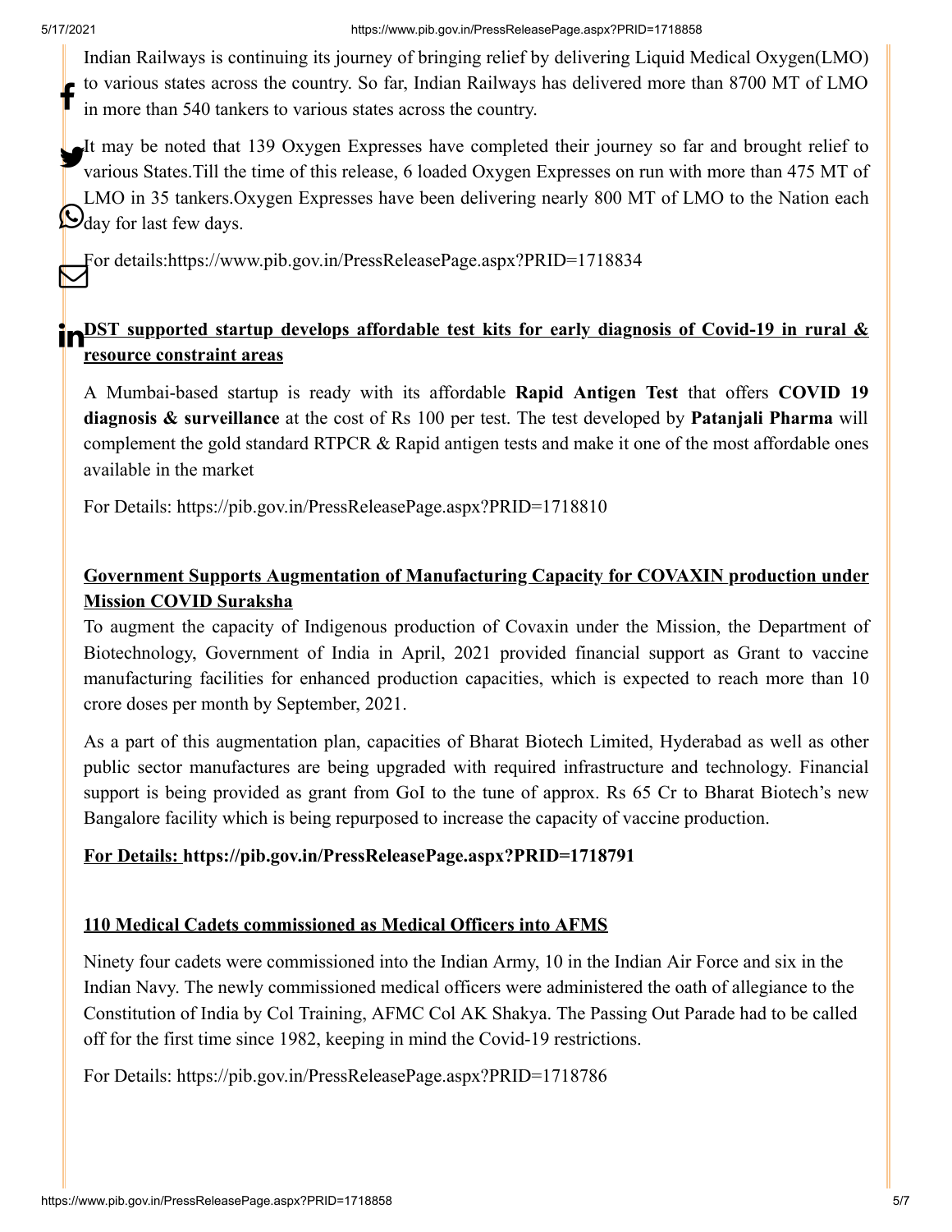Indian Railways is continuing its journey of bringing relief by delivering Liquid Medical Oxygen(LMO) to various states across the country. So far, Indian Railways has delivered more than 8700 MT of LMO in more than 540 tankers to various states across the country.

It may be noted that 139 Oxygen Expresses have completed their journey so far and brought relief to various States.Till the time of this release, 6 loaded Oxygen Expresses on run with more than 475 MT of LMO in 35 tankers.Oxygen Expresses have been delivering nearly 800 MT of LMO to the Nation each day for last few days.

For details:https://www.pib.gov.in/PressReleasePage.aspx?PRID=1718834

**DST supported startup develops affordable test kits for early diagnosis of Covid-19 in rural & resource constraint areas**

A Mumbai-based startup is ready with its affordable **Rapid Antigen Test** that offers **COVID 19 diagnosis & surveillance** at the cost of Rs 100 per test. The test developed by **Patanjali Pharma** will complement the gold standard RTPCR & Rapid antigen tests and make it one of the most affordable ones available in the market

For Details: https://pib.gov.in/PressReleasePage.aspx?PRID=1718810

**Government Supports Augmentation of Manufacturing Capacity for COVAXIN production under Mission COVID Suraksha**

To augment the capacity of Indigenous production of Covaxin under the Mission, the Department of Biotechnology, Government of India in April, 2021 provided financial support as Grant to vaccine manufacturing facilities for enhanced production capacities, which is expected to reach more than 10 crore doses per month by September, 2021.

As a part of this augmentation plan, capacities of Bharat Biotech Limited, Hyderabad as well as other public sector manufactures are being upgraded with required infrastructure and technology. Financial support is being provided as grant from GoI to the tune of approx. Rs 65 Cr to Bharat Biotech's new Bangalore facility which is being repurposed to increase the capacity of vaccine production.

**For Details: https://pib.gov.in/PressReleasePage.aspx?PRID=1718791**

**110 Medical Cadets commissioned as Medical Officers into AFMS**

Ninety four cadets were commissioned into the Indian Army, 10 in the Indian Air Force and six in the Indian Navy. The newly commissioned medical officers were administered the oath of allegiance to the Constitution of India by Col Training, AFMC Col AK Shakya. The Passing Out Parade had to be called off for the first time since 1982, keeping in mind the Covid-19 restrictions.

For Details: https://pib.gov.in/PressReleasePage.aspx?PRID=1718786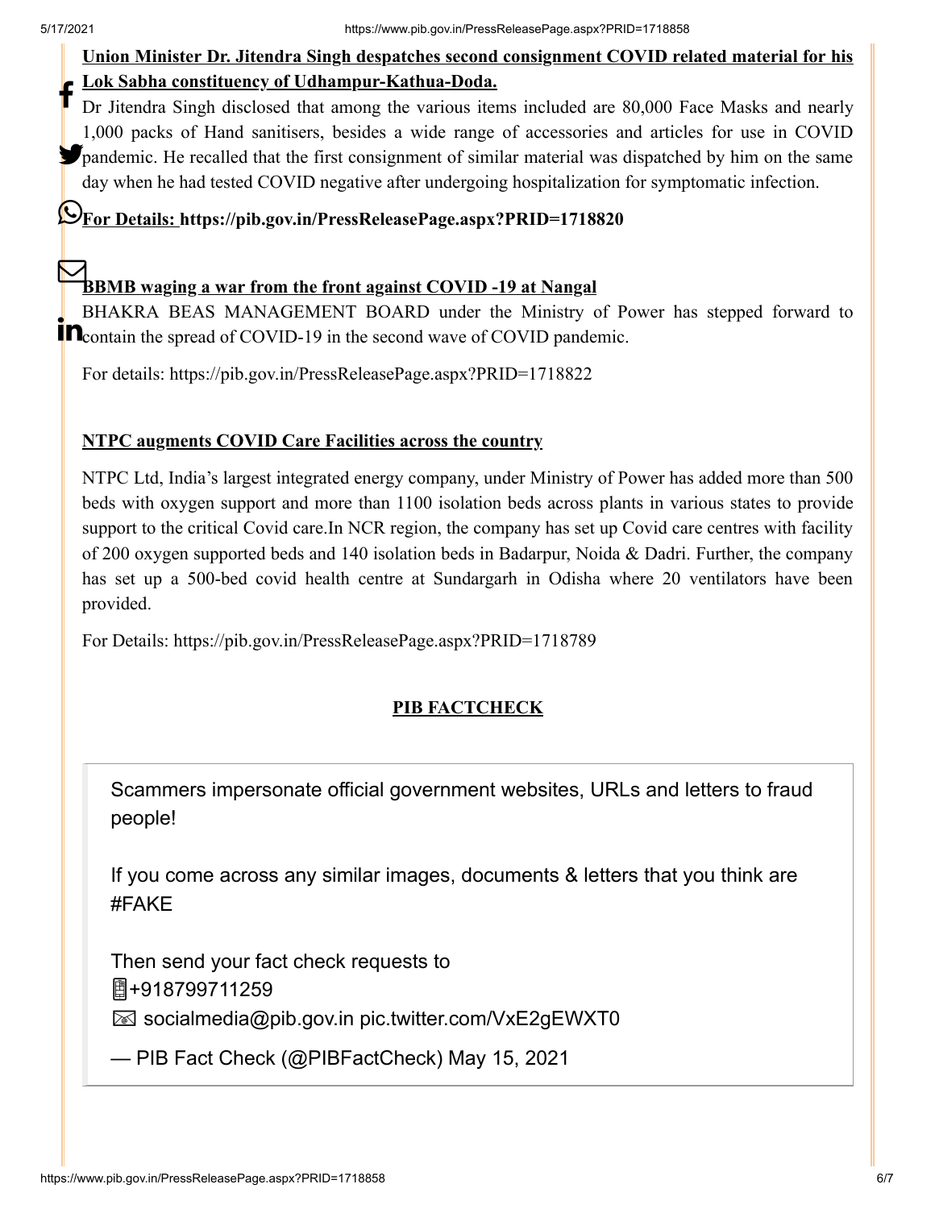**Union Minister Dr. Jitendra Singh despatches second consignment COVID related material for his Lok Sabha constituency of Udhampur-Kathua-Doda.**

Dr Jitendra Singh disclosed that among the various items included are 80,000 Face Masks and nearly 1,000 packs of Hand sanitisers, besides a wide range of accessories and articles for use in COVID pandemic. He recalled that the first consignment of similar material was dispatched by him on the same day when he had tested COVID negative after undergoing hospitalization for symptomatic infection.

**For Details: https://pib.gov.in/PressReleasePage.aspx?PRID=1718820**

**BBMB waging a war from the front against COVID -19 at Nangal**

BHAKRA BEAS MANAGEMENT BOARD under the Ministry of Power has stepped forward to contain the spread of COVID-19 in the second wave of COVID pandemic.

For details: https://pib.gov.in/PressReleasePage.aspx?PRID=1718822

**NTPC augments COVID Care Facilities across the country**

NTPC Ltd, India's largest integrated energy company, under Ministry of Power has added more than 500 beds with oxygen support and more than 1100 isolation beds across plants in various states to provide support to the critical Covid care.In NCR region, the company has set up Covid care centres with facility of 200 oxygen supported beds and 140 isolation beds in Badarpur, Noida & Dadri. Further, the company has set up a 500-bed covid health centre at Sundargarh in Odisha where 20 ventilators have been provided.

For Details: https://pib.gov.in/PressReleasePage.aspx?PRID=1718789

**PIB FACTCHECK**

> Scammers impersonate official government websites, URLs and letters to fraud people!
>
> If you come across any similar images, documents & letters that you think are #FAKE
>
> Then send your fact check requests to
> 📱+918799711259
> 📨 socialmedia@pib.gov.in pic.twitter.com/VxE2gEWXT0
>
> — PIB Fact Check (@PIBFactCheck) May 15, 2021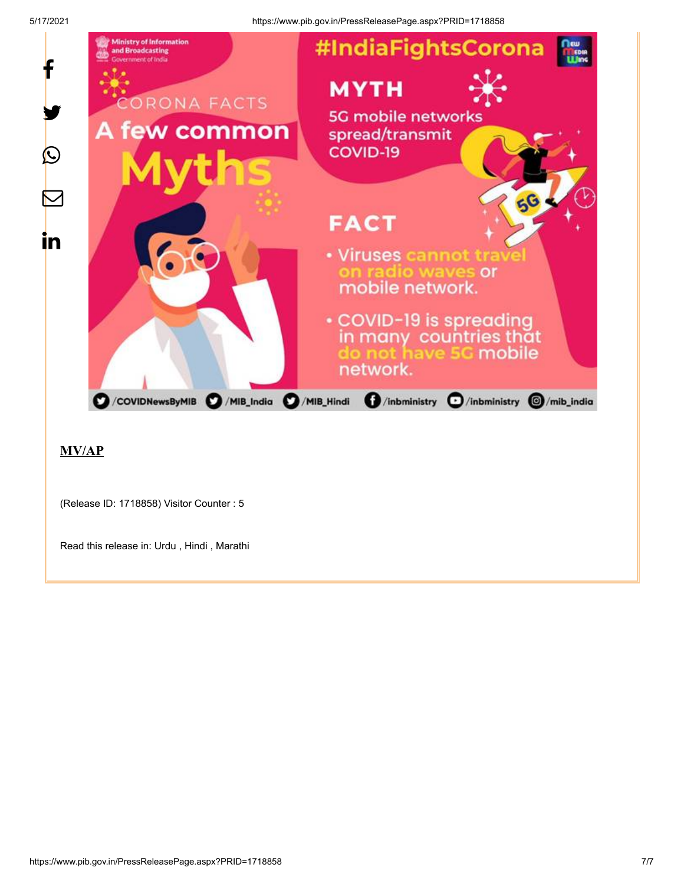#IndiaFightsCorona

CORONA FACTS

A few common Myths

MYTH

5G mobile networks spread/transmit COVID-19

FACT

- Viruses cannot travel on radio waves or mobile network.
- COVID-19 is spreading in many countries that do not have 5G mobile network.

/COVIDNewsByMIB /MIB_India /MIB_Hindi /inbministry /inbministry /mib_india

**MV/AP**

(Release ID: 1718858) Visitor Counter : 5

Read this release in: Urdu , Hindi , Marathi